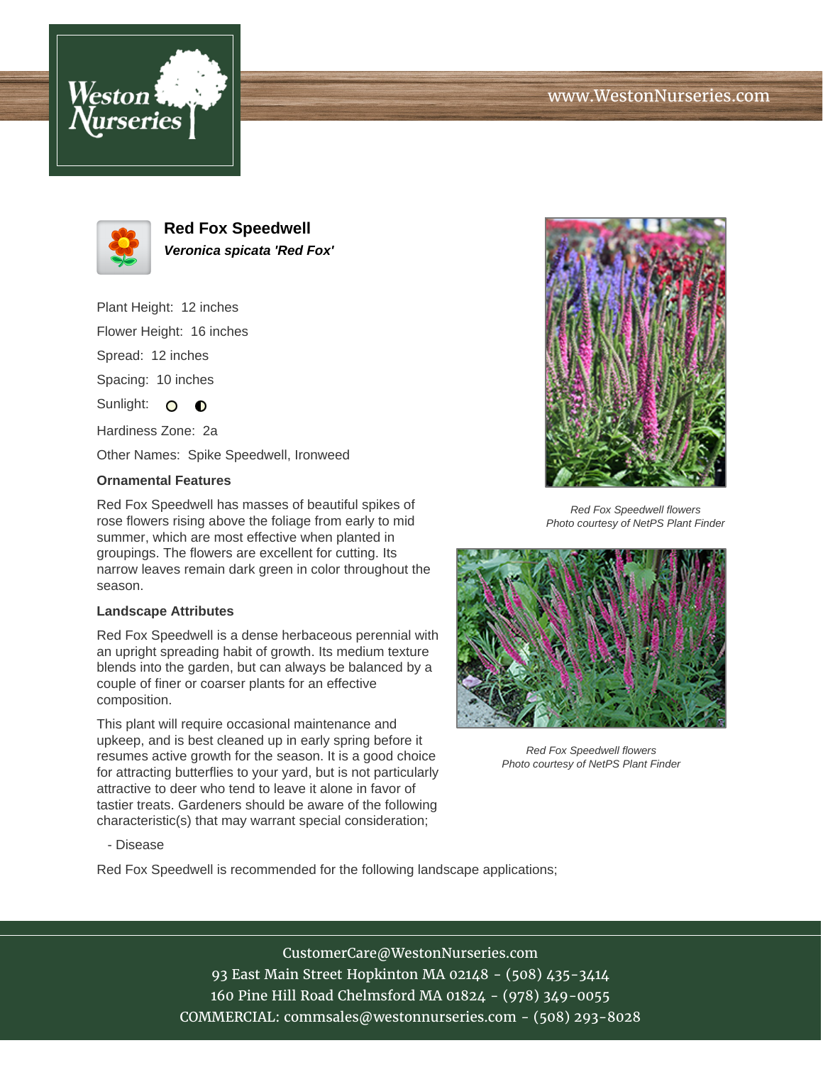# Red Fox Speedwell

***Veronica spicata 'Red Fox'***

Plant Height: 12 inches

Flower Height: 16 inches

Spread: 12 inches

Spacing: 10 inches

Sunlight: ○ ◐

Hardiness Zone: 2a

Other Names: Spike Speedwell, Ironweed

### Ornamental Features

Red Fox Speedwell has masses of beautiful spikes of rose flowers rising above the foliage from early to mid summer, which are most effective when planted in groupings. The flowers are excellent for cutting. Its narrow leaves remain dark green in color throughout the season.

### Landscape Attributes

Red Fox Speedwell is a dense herbaceous perennial with an upright spreading habit of growth. Its medium texture blends into the garden, but can always be balanced by a couple of finer or coarser plants for an effective composition.

This plant will require occasional maintenance and upkeep, and is best cleaned up in early spring before it resumes active growth for the season. It is a good choice for attracting butterflies to your yard, but is not particularly attractive to deer who tend to leave it alone in favor of tastier treats. Gardeners should be aware of the following characteristic(s) that may warrant special consideration;

- Disease

Red Fox Speedwell is recommended for the following landscape applications;

*Red Fox Speedwell flowers*
*Photo courtesy of NetPS Plant Finder*

*Red Fox Speedwell flowers*
*Photo courtesy of NetPS Plant Finder*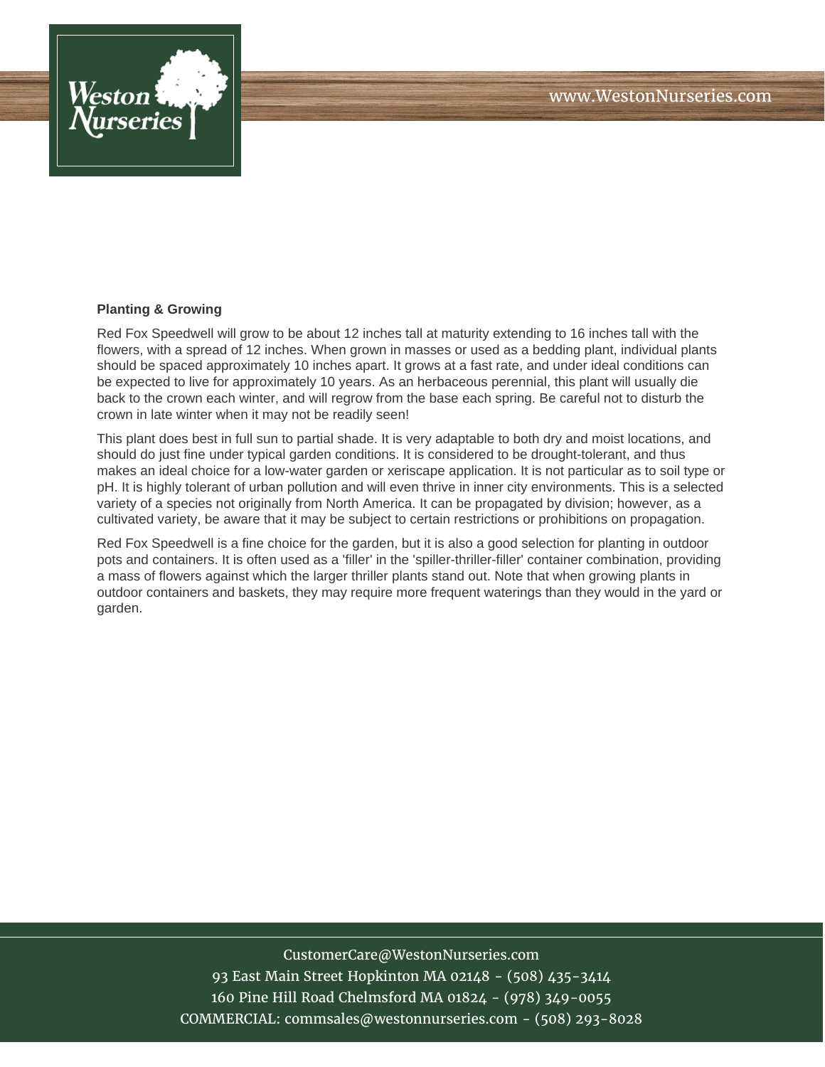### Planting & Growing

Red Fox Speedwell will grow to be about 12 inches tall at maturity extending to 16 inches tall with the flowers, with a spread of 12 inches. When grown in masses or used as a bedding plant, individual plants should be spaced approximately 10 inches apart. It grows at a fast rate, and under ideal conditions can be expected to live for approximately 10 years. As an herbaceous perennial, this plant will usually die back to the crown each winter, and will regrow from the base each spring. Be careful not to disturb the crown in late winter when it may not be readily seen!

This plant does best in full sun to partial shade. It is very adaptable to both dry and moist locations, and should do just fine under typical garden conditions. It is considered to be drought-tolerant, and thus makes an ideal choice for a low-water garden or xeriscape application. It is not particular as to soil type or pH. It is highly tolerant of urban pollution and will even thrive in inner city environments. This is a selected variety of a species not originally from North America. It can be propagated by division; however, as a cultivated variety, be aware that it may be subject to certain restrictions or prohibitions on propagation.

Red Fox Speedwell is a fine choice for the garden, but it is also a good selection for planting in outdoor pots and containers. It is often used as a 'filler' in the 'spiller-thriller-filler' container combination, providing a mass of flowers against which the larger thriller plants stand out. Note that when growing plants in outdoor containers and baskets, they may require more frequent waterings than they would in the yard or garden.